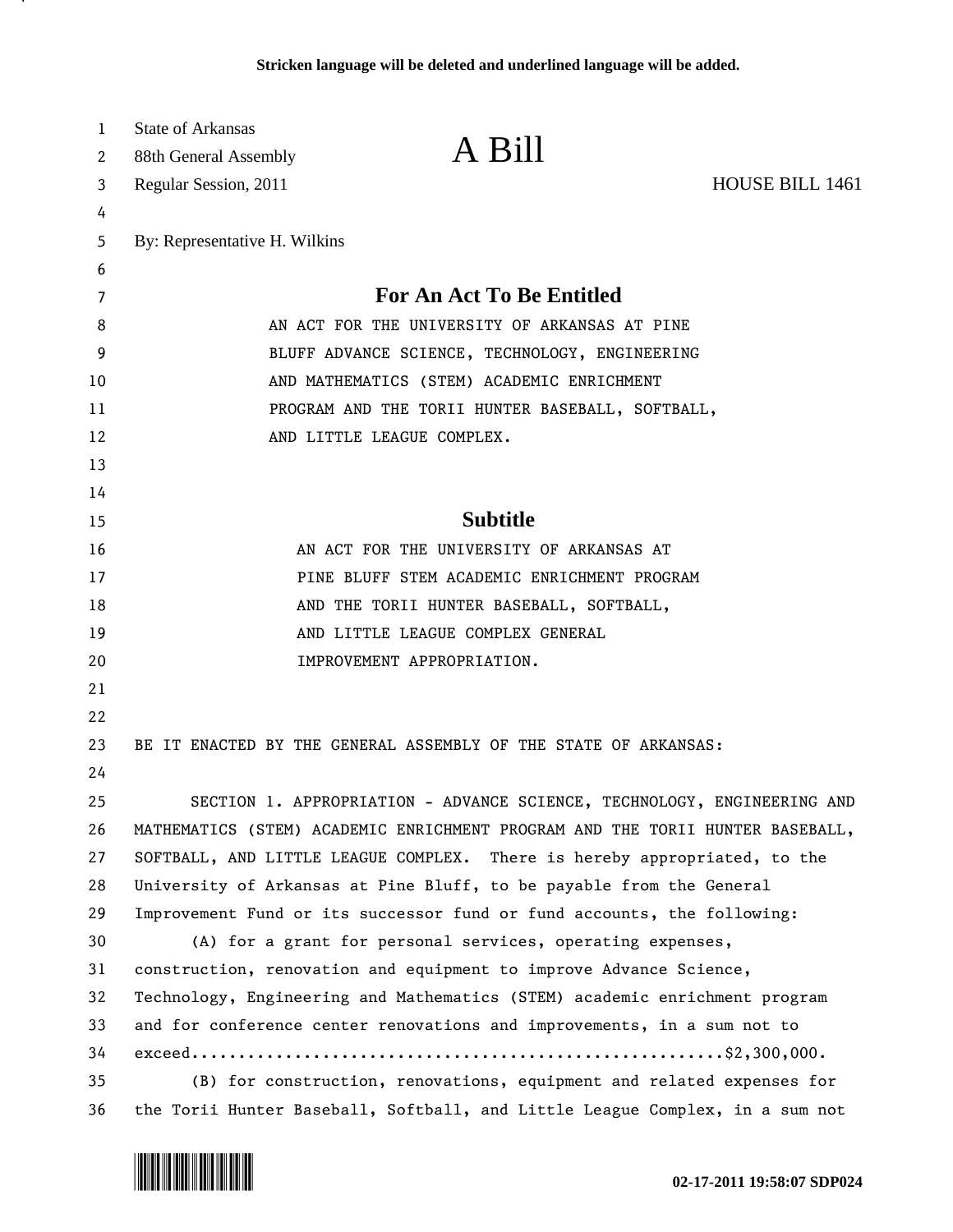**Stricken language will be deleted and underlined language will be added.**

State of Arkansas
88th General Assembly
Regular Session, 2011

# A Bill

HOUSE BILL 1461

By: Representative H. Wilkins

## For An Act To Be Entitled

AN ACT FOR THE UNIVERSITY OF ARKANSAS AT PINE BLUFF ADVANCE SCIENCE, TECHNOLOGY, ENGINEERING AND MATHEMATICS (STEM) ACADEMIC ENRICHMENT PROGRAM AND THE TORII HUNTER BASEBALL, SOFTBALL, AND LITTLE LEAGUE COMPLEX.

## Subtitle

AN ACT FOR THE UNIVERSITY OF ARKANSAS AT PINE BLUFF STEM ACADEMIC ENRICHMENT PROGRAM AND THE TORII HUNTER BASEBALL, SOFTBALL, AND LITTLE LEAGUE COMPLEX GENERAL IMPROVEMENT APPROPRIATION.

BE IT ENACTED BY THE GENERAL ASSEMBLY OF THE STATE OF ARKANSAS:

SECTION 1. APPROPRIATION - ADVANCE SCIENCE, TECHNOLOGY, ENGINEERING AND MATHEMATICS (STEM) ACADEMIC ENRICHMENT PROGRAM AND THE TORII HUNTER BASEBALL, SOFTBALL, AND LITTLE LEAGUE COMPLEX. There is hereby appropriated, to the University of Arkansas at Pine Bluff, to be payable from the General Improvement Fund or its successor fund or fund accounts, the following:

(A) for a grant for personal services, operating expenses, construction, renovation and equipment to improve Advance Science, Technology, Engineering and Mathematics (STEM) academic enrichment program and for conference center renovations and improvements, in a sum not to exceed........................................................$2,300,000.

(B) for construction, renovations, equipment and related expenses for the Torii Hunter Baseball, Softball, and Little League Complex, in a sum not

02-17-2011 19:58:07 SDP024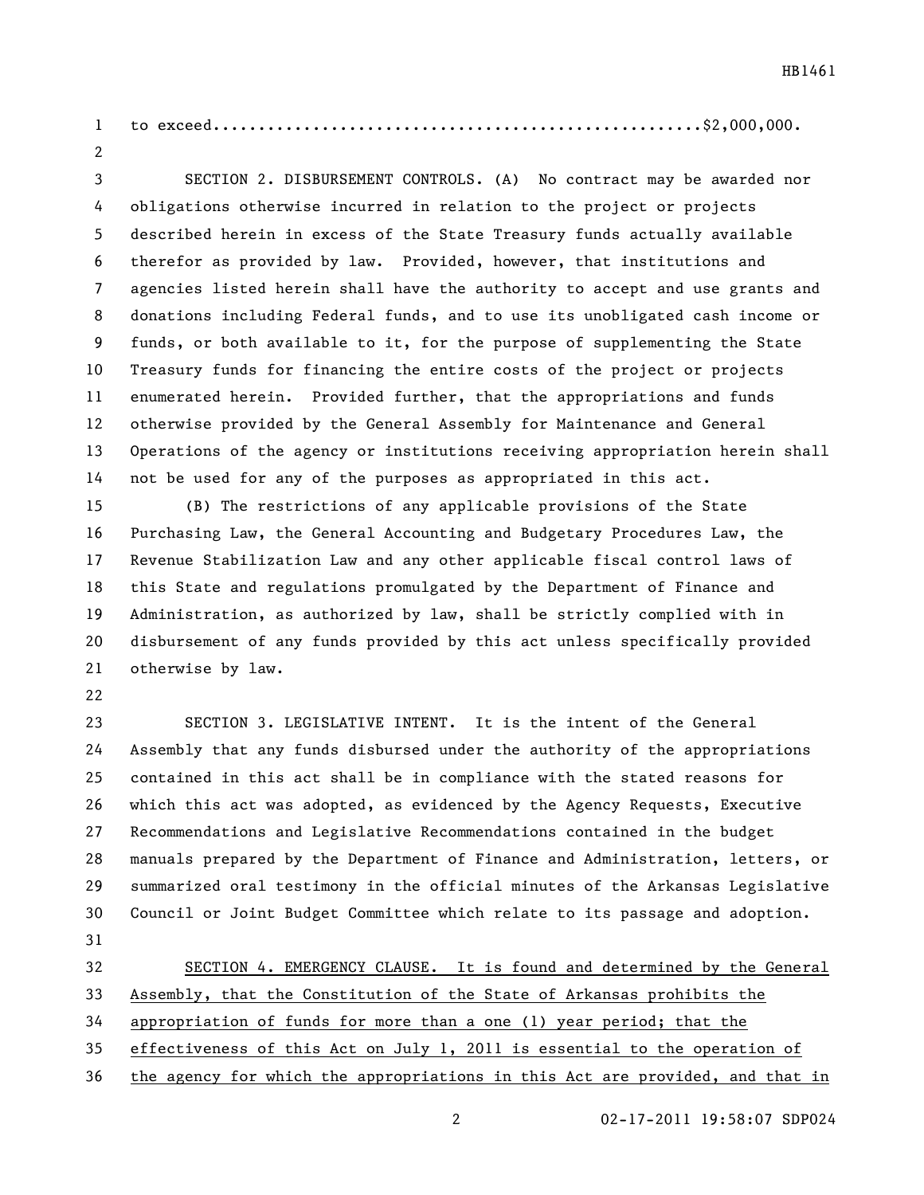to exceed....................................................$2,000,000.

SECTION 2. DISBURSEMENT CONTROLS. (A) No contract may be awarded nor obligations otherwise incurred in relation to the project or projects described herein in excess of the State Treasury funds actually available therefor as provided by law. Provided, however, that institutions and agencies listed herein shall have the authority to accept and use grants and donations including Federal funds, and to use its unobligated cash income or funds, or both available to it, for the purpose of supplementing the State Treasury funds for financing the entire costs of the project or projects enumerated herein. Provided further, that the appropriations and funds otherwise provided by the General Assembly for Maintenance and General Operations of the agency or institutions receiving appropriation herein shall not be used for any of the purposes as appropriated in this act.

(B) The restrictions of any applicable provisions of the State Purchasing Law, the General Accounting and Budgetary Procedures Law, the Revenue Stabilization Law and any other applicable fiscal control laws of this State and regulations promulgated by the Department of Finance and Administration, as authorized by law, shall be strictly complied with in disbursement of any funds provided by this act unless specifically provided otherwise by law.

SECTION 3. LEGISLATIVE INTENT. It is the intent of the General Assembly that any funds disbursed under the authority of the appropriations contained in this act shall be in compliance with the stated reasons for which this act was adopted, as evidenced by the Agency Requests, Executive Recommendations and Legislative Recommendations contained in the budget manuals prepared by the Department of Finance and Administration, letters, or summarized oral testimony in the official minutes of the Arkansas Legislative Council or Joint Budget Committee which relate to its passage and adoption.

SECTION 4. EMERGENCY CLAUSE. It is found and determined by the General Assembly, that the Constitution of the State of Arkansas prohibits the appropriation of funds for more than a one (1) year period; that the effectiveness of this Act on July 1, 2011 is essential to the operation of the agency for which the appropriations in this Act are provided, and that in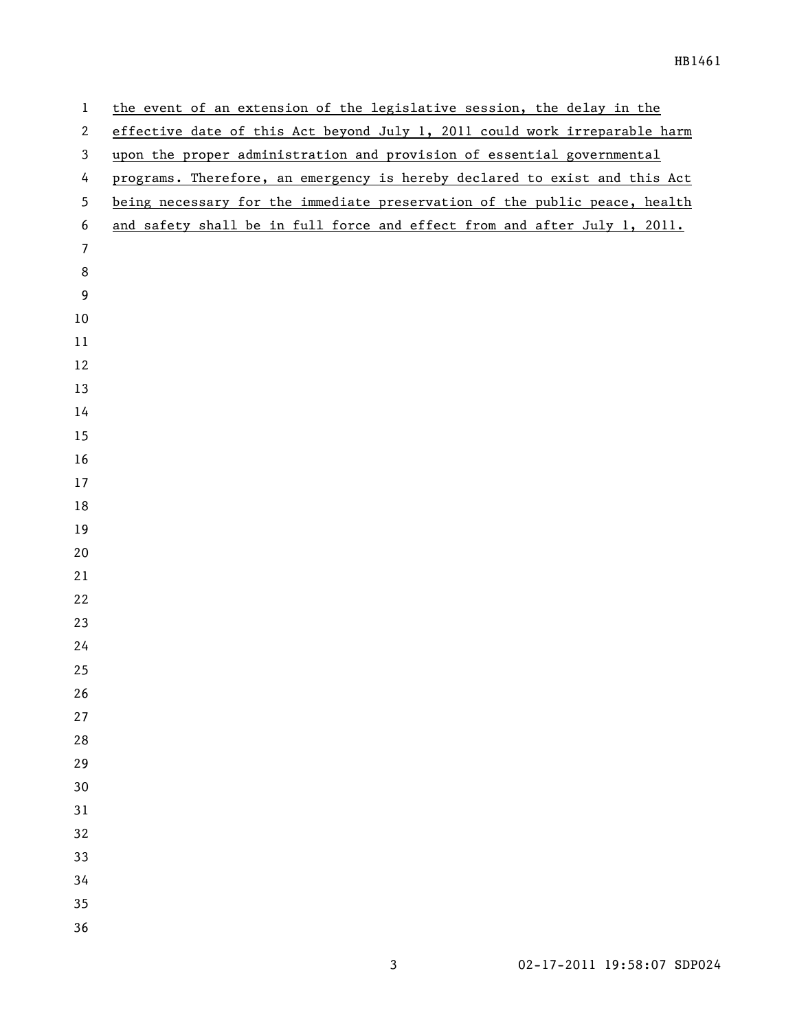the event of an extension of the legislative session, the delay in the effective date of this Act beyond July 1, 2011 could work irreparable harm upon the proper administration and provision of essential governmental programs. Therefore, an emergency is hereby declared to exist and this Act being necessary for the immediate preservation of the public peace, health and safety shall be in full force and effect from and after July 1, 2011.